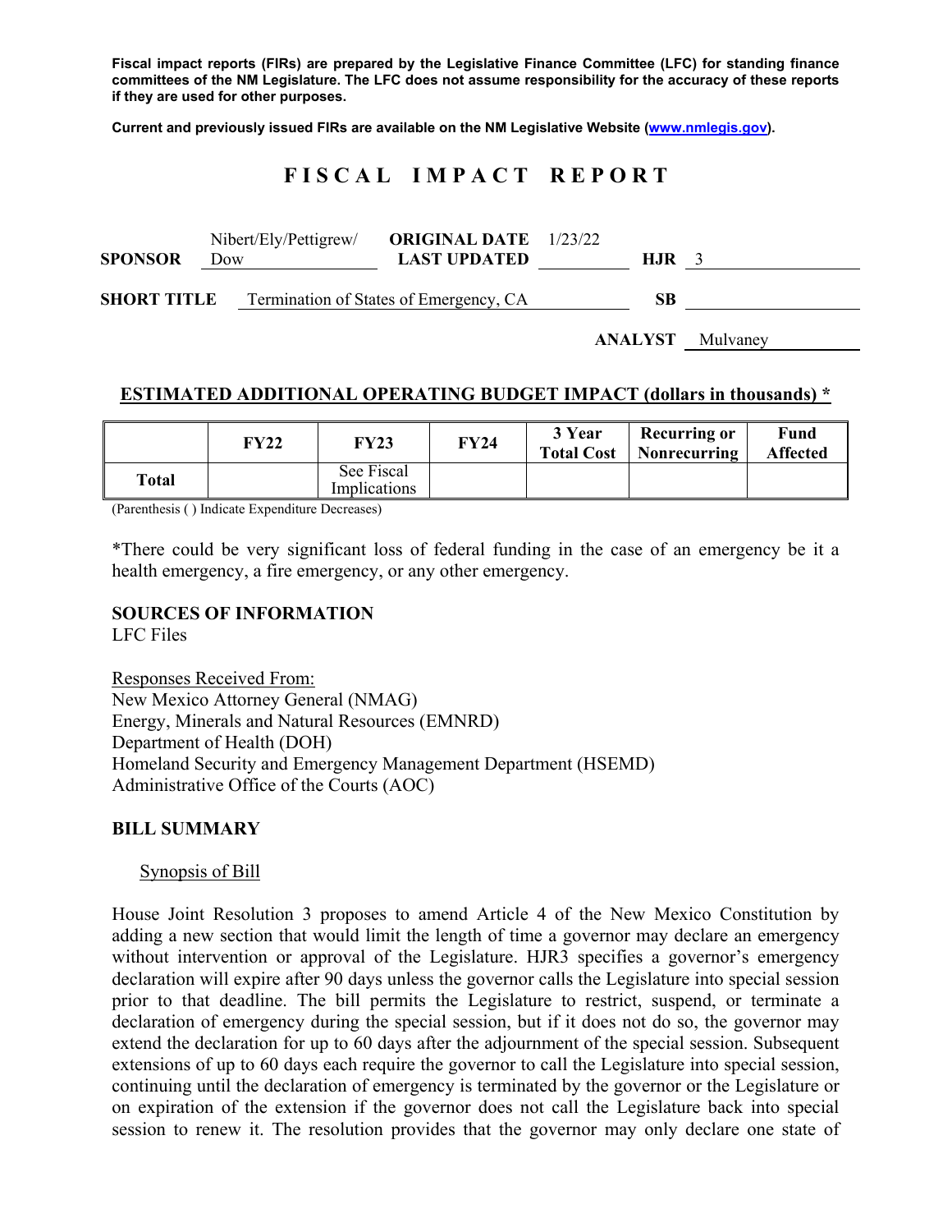**Fiscal impact reports (FIRs) are prepared by the Legislative Finance Committee (LFC) for standing finance committees of the NM Legislature. The LFC does not assume responsibility for the accuracy of these reports if they are used for other purposes.**

**Current and previously issued FIRs are available on the NM Legislative Website (www.nmlegis.gov).**

# F I S C A L I M P A C T R E P O R T

| | | | | | |
|---|---|---|---|---|---|
| **SPONSOR** | Nibert/Ely/Pettigrew/ Dow | **ORIGINAL DATE** / **LAST UPDATED** | 1/23/22 | **HJR** | 3 |
| **SHORT TITLE** | Termination of States of Emergency, CA | | | **SB** | |
| | | | | **ANALYST** | Mulvaney |

## ESTIMATED ADDITIONAL OPERATING BUDGET IMPACT (dollars in thousands) *

| | FY22 | FY23 | FY24 | 3 Year Total Cost | Recurring or Nonrecurring | Fund Affected |
|---|---|---|---|---|---|---|
| **Total** | | See Fiscal Implications | | | | |

(Parenthesis ( ) Indicate Expenditure Decreases)

*There could be very significant loss of federal funding in the case of an emergency be it a health emergency, a fire emergency, or any other emergency.

**SOURCES OF INFORMATION**
LFC Files

Responses Received From:
New Mexico Attorney General (NMAG)
Energy, Minerals and Natural Resources (EMNRD)
Department of Health (DOH)
Homeland Security and Emergency Management Department (HSEMD)
Administrative Office of the Courts (AOC)

**BILL SUMMARY**

Synopsis of Bill

House Joint Resolution 3 proposes to amend Article 4 of the New Mexico Constitution by adding a new section that would limit the length of time a governor may declare an emergency without intervention or approval of the Legislature. HJR3 specifies a governor's emergency declaration will expire after 90 days unless the governor calls the Legislature into special session prior to that deadline. The bill permits the Legislature to restrict, suspend, or terminate a declaration of emergency during the special session, but if it does not do so, the governor may extend the declaration for up to 60 days after the adjournment of the special session. Subsequent extensions of up to 60 days each require the governor to call the Legislature into special session, continuing until the declaration of emergency is terminated by the governor or the Legislature or on expiration of the extension if the governor does not call the Legislature back into special session to renew it. The resolution provides that the governor may only declare one state of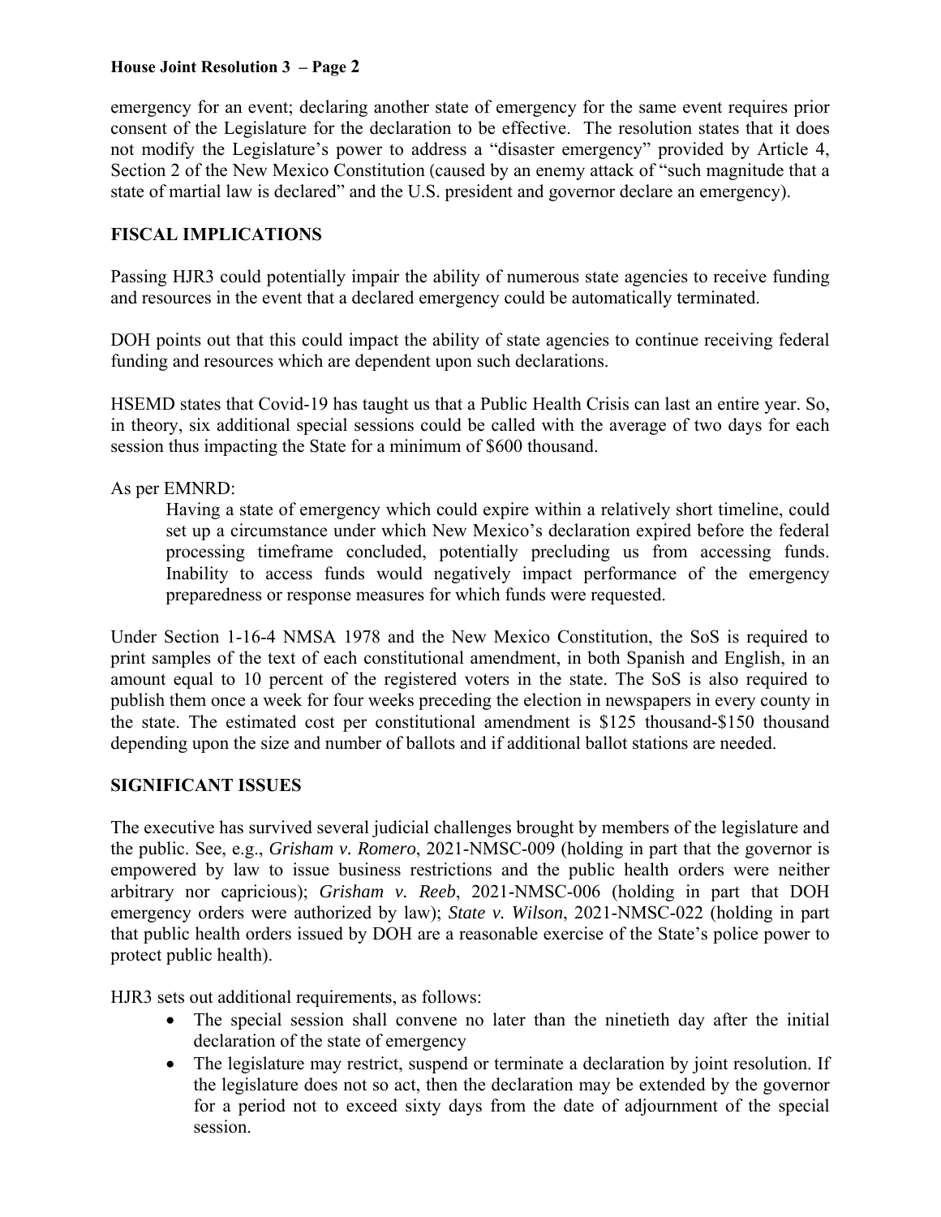emergency for an event; declaring another state of emergency for the same event requires prior consent of the Legislature for the declaration to be effective. The resolution states that it does not modify the Legislature's power to address a "disaster emergency" provided by Article 4, Section 2 of the New Mexico Constitution (caused by an enemy attack of "such magnitude that a state of martial law is declared" and the U.S. president and governor declare an emergency).

## FISCAL IMPLICATIONS

Passing HJR3 could potentially impair the ability of numerous state agencies to receive funding and resources in the event that a declared emergency could be automatically terminated.

DOH points out that this could impact the ability of state agencies to continue receiving federal funding and resources which are dependent upon such declarations.

HSEMD states that Covid-19 has taught us that a Public Health Crisis can last an entire year. So, in theory, six additional special sessions could be called with the average of two days for each session thus impacting the State for a minimum of $600 thousand.

As per EMNRD:

> Having a state of emergency which could expire within a relatively short timeline, could set up a circumstance under which New Mexico's declaration expired before the federal processing timeframe concluded, potentially precluding us from accessing funds. Inability to access funds would negatively impact performance of the emergency preparedness or response measures for which funds were requested.

Under Section 1-16-4 NMSA 1978 and the New Mexico Constitution, the SoS is required to print samples of the text of each constitutional amendment, in both Spanish and English, in an amount equal to 10 percent of the registered voters in the state. The SoS is also required to publish them once a week for four weeks preceding the election in newspapers in every county in the state. The estimated cost per constitutional amendment is $125 thousand-$150 thousand depending upon the size and number of ballots and if additional ballot stations are needed.

## SIGNIFICANT ISSUES

The executive has survived several judicial challenges brought by members of the legislature and the public. See, e.g., *Grisham v. Romero*, 2021-NMSC-009 (holding in part that the governor is empowered by law to issue business restrictions and the public health orders were neither arbitrary nor capricious); *Grisham v. Reeb*, 2021-NMSC-006 (holding in part that DOH emergency orders were authorized by law); *State v. Wilson*, 2021-NMSC-022 (holding in part that public health orders issued by DOH are a reasonable exercise of the State's police power to protect public health).

HJR3 sets out additional requirements, as follows:

- The special session shall convene no later than the ninetieth day after the initial declaration of the state of emergency
- The legislature may restrict, suspend or terminate a declaration by joint resolution. If the legislature does not so act, then the declaration may be extended by the governor for a period not to exceed sixty days from the date of adjournment of the special session.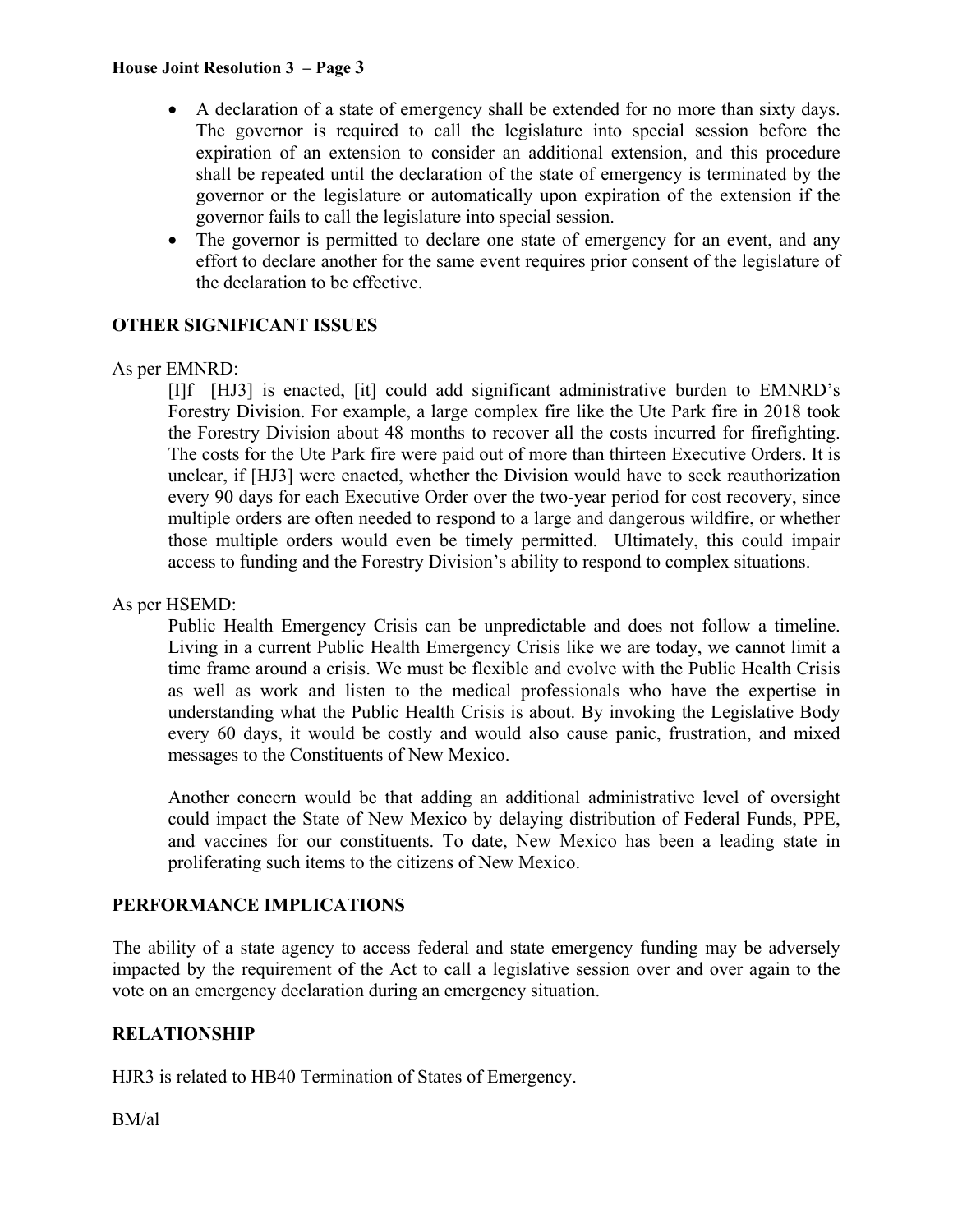- A declaration of a state of emergency shall be extended for no more than sixty days. The governor is required to call the legislature into special session before the expiration of an extension to consider an additional extension, and this procedure shall be repeated until the declaration of the state of emergency is terminated by the governor or the legislature or automatically upon expiration of the extension if the governor fails to call the legislature into special session.
- The governor is permitted to declare one state of emergency for an event, and any effort to declare another for the same event requires prior consent of the legislature of the declaration to be effective.

**OTHER SIGNIFICANT ISSUES**

As per EMNRD:

> [I]f [HJ3] is enacted, [it] could add significant administrative burden to EMNRD's Forestry Division. For example, a large complex fire like the Ute Park fire in 2018 took the Forestry Division about 48 months to recover all the costs incurred for firefighting. The costs for the Ute Park fire were paid out of more than thirteen Executive Orders. It is unclear, if [HJ3] were enacted, whether the Division would have to seek reauthorization every 90 days for each Executive Order over the two-year period for cost recovery, since multiple orders are often needed to respond to a large and dangerous wildfire, or whether those multiple orders would even be timely permitted. Ultimately, this could impair access to funding and the Forestry Division's ability to respond to complex situations.

As per HSEMD:

> Public Health Emergency Crisis can be unpredictable and does not follow a timeline. Living in a current Public Health Emergency Crisis like we are today, we cannot limit a time frame around a crisis. We must be flexible and evolve with the Public Health Crisis as well as work and listen to the medical professionals who have the expertise in understanding what the Public Health Crisis is about. By invoking the Legislative Body every 60 days, it would be costly and would also cause panic, frustration, and mixed messages to the Constituents of New Mexico.
>
> Another concern would be that adding an additional administrative level of oversight could impact the State of New Mexico by delaying distribution of Federal Funds, PPE, and vaccines for our constituents. To date, New Mexico has been a leading state in proliferating such items to the citizens of New Mexico.

**PERFORMANCE IMPLICATIONS**

The ability of a state agency to access federal and state emergency funding may be adversely impacted by the requirement of the Act to call a legislative session over and over again to the vote on an emergency declaration during an emergency situation.

**RELATIONSHIP**

HJR3 is related to HB40 Termination of States of Emergency.

BM/al